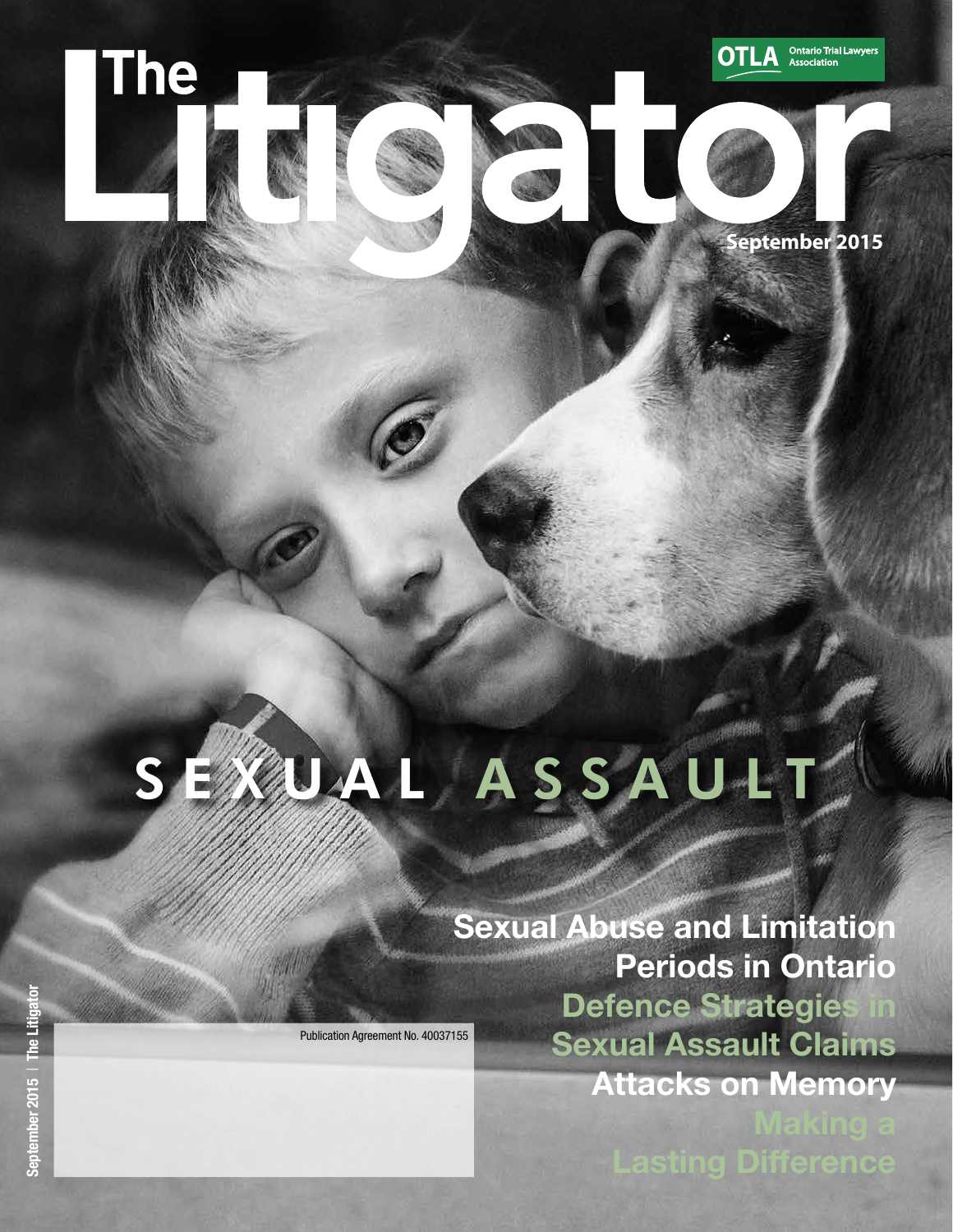# The Litigator

OTLA Ontario Trial Lawyers Association

September 2015

## SEXUAL ASSAULT

**Sexual Abuse and Limitation Periods in Ontario**

**Defence Strategies in Sexual Assault Claims**

**Attacks on Memory**

**Making a Lasting Difference**

Publication Agreement No. 40037155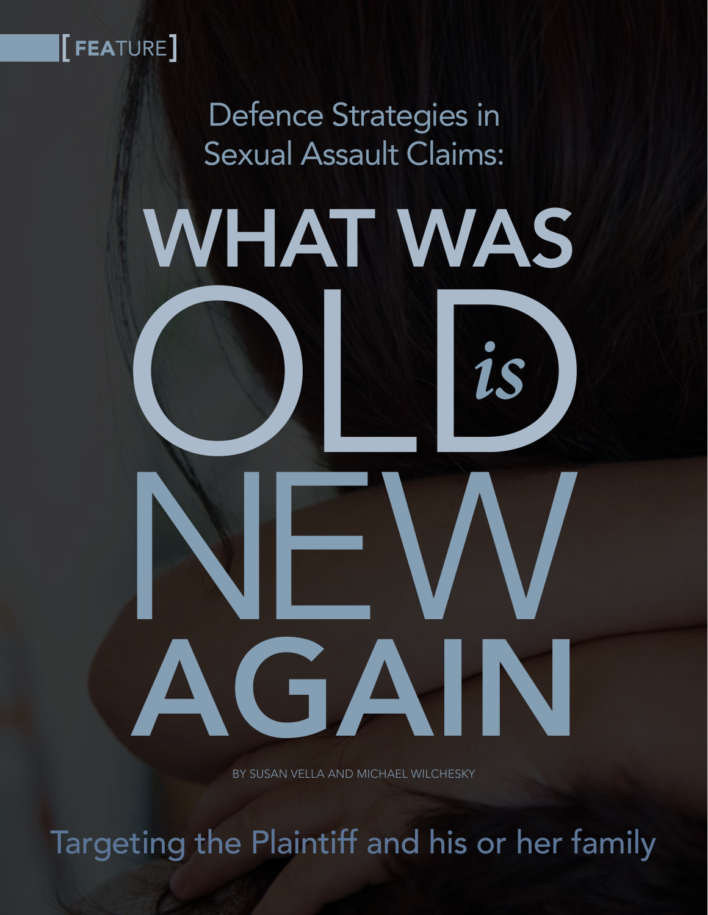[ FEATURE ]

# Defence Strategies in Sexual Assault Claims:

# WHAT WAS OLD *is* NEW AGAIN

BY SUSAN VELLA AND MICHAEL WILCHESKY

## Targeting the Plaintiff and his or her family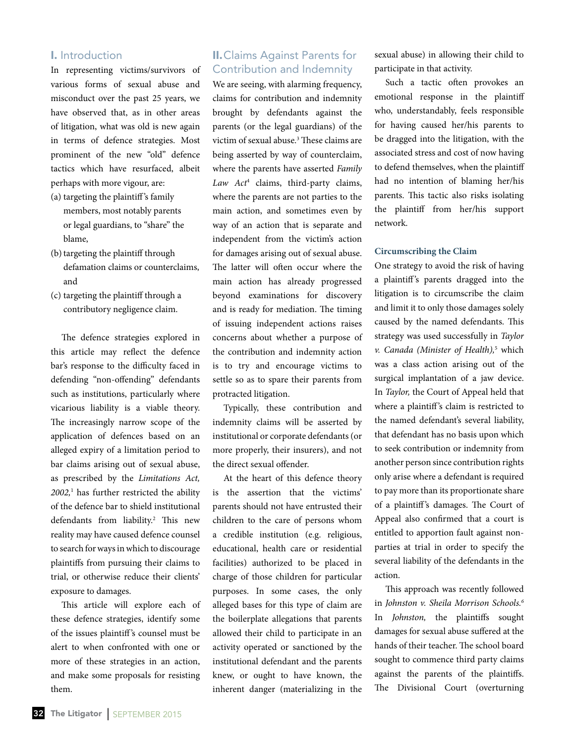## I. Introduction

In representing victims/survivors of various forms of sexual abuse and misconduct over the past 25 years, we have observed that, as in other areas of litigation, what was old is new again in terms of defence strategies. Most prominent of the new "old" defence tactics which have resurfaced, albeit perhaps with more vigour, are:

(a) targeting the plaintiff's family members, most notably parents or legal guardians, to "share" the blame,

(b) targeting the plaintiff through defamation claims or counterclaims, and

(c) targeting the plaintiff through a contributory negligence claim.

The defence strategies explored in this article may reflect the defence bar's response to the difficulty faced in defending "non-offending" defendants such as institutions, particularly where vicarious liability is a viable theory. The increasingly narrow scope of the application of defences based on an alleged expiry of a limitation period to bar claims arising out of sexual abuse, as prescribed by the *Limitations Act, 2002,*[1] has further restricted the ability of the defence bar to shield institutional defendants from liability.[2] This new reality may have caused defence counsel to search for ways in which to discourage plaintiffs from pursuing their claims to trial, or otherwise reduce their clients' exposure to damages.

This article will explore each of these defence strategies, identify some of the issues plaintiff's counsel must be alert to when confronted with one or more of these strategies in an action, and make some proposals for resisting them.

## II. Claims Against Parents for Contribution and Indemnity

We are seeing, with alarming frequency, claims for contribution and indemnity brought by defendants against the parents (or the legal guardians) of the victim of sexual abuse.[3] These claims are being asserted by way of counterclaim, where the parents have asserted *Family Law Act*[4] claims, third-party claims, where the parents are not parties to the main action, and sometimes even by way of an action that is separate and independent from the victim's action for damages arising out of sexual abuse. The latter will often occur where the main action has already progressed beyond examinations for discovery and is ready for mediation. The timing of issuing independent actions raises concerns about whether a purpose of the contribution and indemnity action is to try and encourage victims to settle so as to spare their parents from protracted litigation.

Typically, these contribution and indemnity claims will be asserted by institutional or corporate defendants (or more properly, their insurers), and not the direct sexual offender.

At the heart of this defence theory is the assertion that the victims' parents should not have entrusted their children to the care of persons whom a credible institution (e.g. religious, educational, health care or residential facilities) authorized to be placed in charge of those children for particular purposes. In some cases, the only alleged bases for this type of claim are the boilerplate allegations that parents allowed their child to participate in an activity operated or sanctioned by the institutional defendant and the parents knew, or ought to have known, the inherent danger (materializing in the sexual abuse) in allowing their child to participate in that activity.

Such a tactic often provokes an emotional response in the plaintiff who, understandably, feels responsible for having caused her/his parents to be dragged into the litigation, with the associated stress and cost of now having to defend themselves, when the plaintiff had no intention of blaming her/his parents. This tactic also risks isolating the plaintiff from her/his support network.

### Circumscribing the Claim

One strategy to avoid the risk of having a plaintiff's parents dragged into the litigation is to circumscribe the claim and limit it to only those damages solely caused by the named defendants. This strategy was used successfully in *Taylor v. Canada (Minister of Health),*[5] which was a class action arising out of the surgical implantation of a jaw device. In *Taylor,* the Court of Appeal held that where a plaintiff's claim is restricted to the named defendant's several liability, that defendant has no basis upon which to seek contribution or indemnity from another person since contribution rights only arise where a defendant is required to pay more than its proportionate share of a plaintiff's damages. The Court of Appeal also confirmed that a court is entitled to apportion fault against non-parties at trial in order to specify the several liability of the defendants in the action.

This approach was recently followed in *Johnston v. Sheila Morrison Schools.*[6] In *Johnston,* the plaintiffs sought damages for sexual abuse suffered at the hands of their teacher. The school board sought to commence third party claims against the parents of the plaintiffs. The Divisional Court (overturning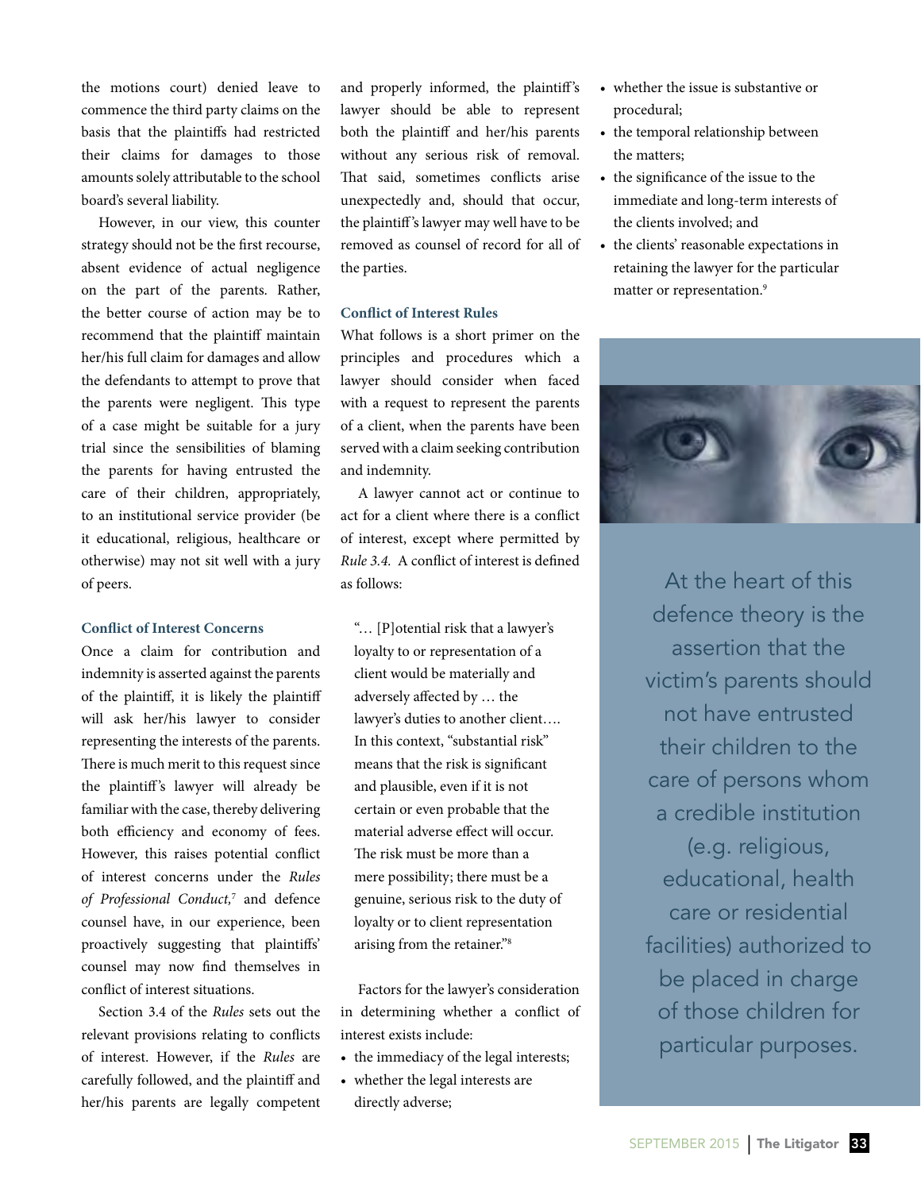the motions court) denied leave to commence the third party claims on the basis that the plaintiffs had restricted their claims for damages to those amounts solely attributable to the school board's several liability.

However, in our view, this counter strategy should not be the first recourse, absent evidence of actual negligence on the part of the parents. Rather, the better course of action may be to recommend that the plaintiff maintain her/his full claim for damages and allow the defendants to attempt to prove that the parents were negligent. This type of a case might be suitable for a jury trial since the sensibilities of blaming the parents for having entrusted the care of their children, appropriately, to an institutional service provider (be it educational, religious, healthcare or otherwise) may not sit well with a jury of peers.

### Conflict of Interest Concerns

Once a claim for contribution and indemnity is asserted against the parents of the plaintiff, it is likely the plaintiff will ask her/his lawyer to consider representing the interests of the parents. There is much merit to this request since the plaintiff's lawyer will already be familiar with the case, thereby delivering both efficiency and economy of fees. However, this raises potential conflict of interest concerns under the *Rules of Professional Conduct,*[7] and defence counsel have, in our experience, been proactively suggesting that plaintiffs' counsel may now find themselves in conflict of interest situations.

Section 3.4 of the *Rules* sets out the relevant provisions relating to conflicts of interest. However, if the *Rules* are carefully followed, and the plaintiff and her/his parents are legally competent and properly informed, the plaintiff's lawyer should be able to represent both the plaintiff and her/his parents without any serious risk of removal. That said, sometimes conflicts arise unexpectedly and, should that occur, the plaintiff's lawyer may well have to be removed as counsel of record for all of the parties.

### Conflict of Interest Rules

What follows is a short primer on the principles and procedures which a lawyer should consider when faced with a request to represent the parents of a client, when the parents have been served with a claim seeking contribution and indemnity.

A lawyer cannot act or continue to act for a client where there is a conflict of interest, except where permitted by *Rule 3.4.* A conflict of interest is defined as follows:

> "… [P]otential risk that a lawyer's loyalty to or representation of a client would be materially and adversely affected by … the lawyer's duties to another client…. In this context, "substantial risk" means that the risk is significant and plausible, even if it is not certain or even probable that the material adverse effect will occur. The risk must be more than a mere possibility; there must be a genuine, serious risk to the duty of loyalty or to client representation arising from the retainer."[8]

Factors for the lawyer's consideration in determining whether a conflict of interest exists include:

- the immediacy of the legal interests;
- whether the legal interests are directly adverse;
- whether the issue is substantive or procedural;
- the temporal relationship between the matters;
- the significance of the issue to the immediate and long-term interests of the clients involved; and
- the clients' reasonable expectations in retaining the lawyer for the particular matter or representation.[9]

At the heart of this defence theory is the assertion that the victim's parents should not have entrusted their children to the care of persons whom a credible institution (e.g. religious, educational, health care or residential facilities) authorized to be placed in charge of those children for particular purposes.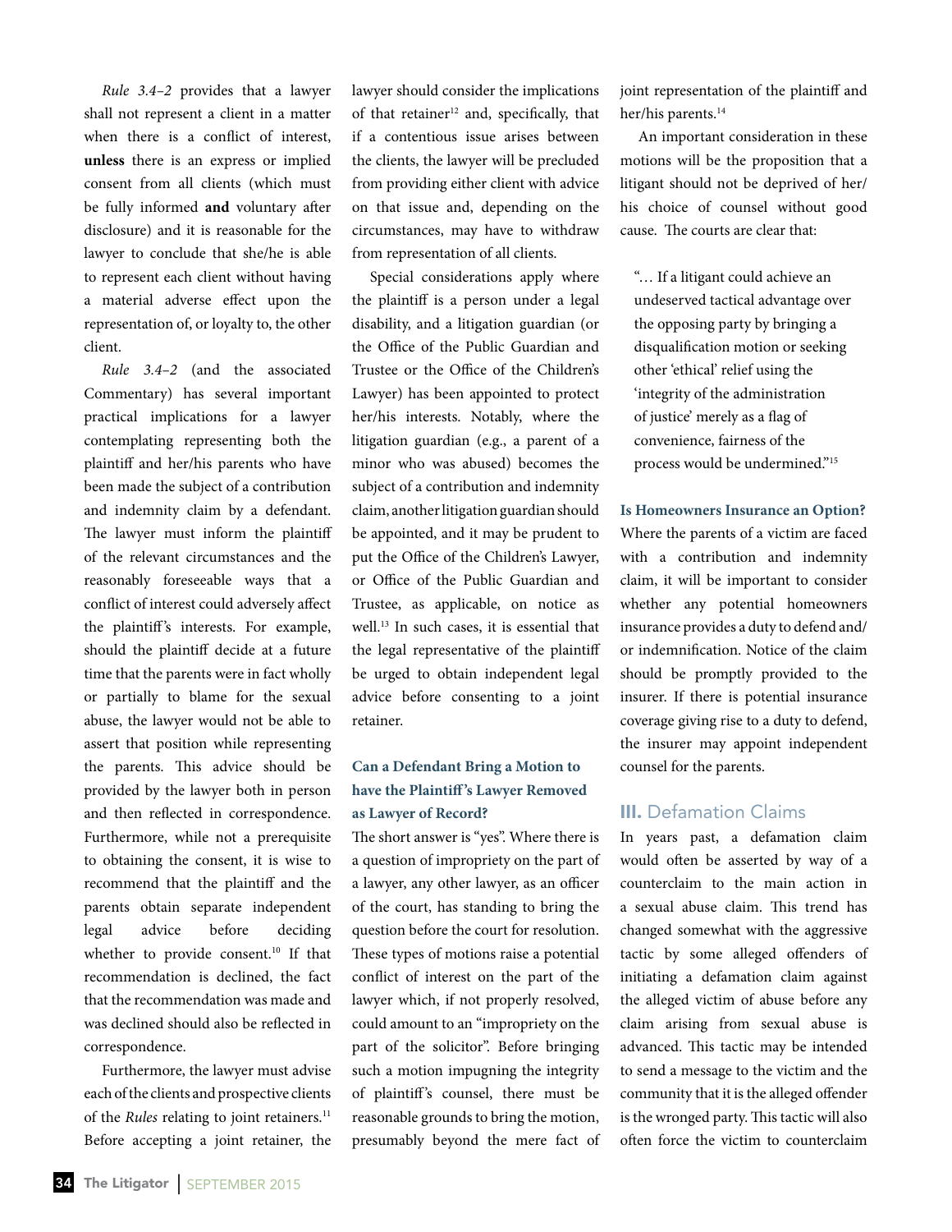*Rule 3.4–2* provides that a lawyer shall not represent a client in a matter when there is a conflict of interest, **unless** there is an express or implied consent from all clients (which must be fully informed **and** voluntary after disclosure) and it is reasonable for the lawyer to conclude that she/he is able to represent each client without having a material adverse effect upon the representation of, or loyalty to, the other client.

*Rule 3.4–2* (and the associated Commentary) has several important practical implications for a lawyer contemplating representing both the plaintiff and her/his parents who have been made the subject of a contribution and indemnity claim by a defendant. The lawyer must inform the plaintiff of the relevant circumstances and the reasonably foreseeable ways that a conflict of interest could adversely affect the plaintiff's interests. For example, should the plaintiff decide at a future time that the parents were in fact wholly or partially to blame for the sexual abuse, the lawyer would not be able to assert that position while representing the parents. This advice should be provided by the lawyer both in person and then reflected in correspondence. Furthermore, while not a prerequisite to obtaining the consent, it is wise to recommend that the plaintiff and the parents obtain separate independent legal advice before deciding whether to provide consent.[10] If that recommendation is declined, the fact that the recommendation was made and was declined should also be reflected in correspondence.

Furthermore, the lawyer must advise each of the clients and prospective clients of the *Rules* relating to joint retainers.[11] Before accepting a joint retainer, the lawyer should consider the implications of that retainer[12] and, specifically, that if a contentious issue arises between the clients, the lawyer will be precluded from providing either client with advice on that issue and, depending on the circumstances, may have to withdraw from representation of all clients.

Special considerations apply where the plaintiff is a person under a legal disability, and a litigation guardian (or the Office of the Public Guardian and Trustee or the Office of the Children's Lawyer) has been appointed to protect her/his interests. Notably, where the litigation guardian (e.g., a parent of a minor who was abused) becomes the subject of a contribution and indemnity claim, another litigation guardian should be appointed, and it may be prudent to put the Office of the Children's Lawyer, or Office of the Public Guardian and Trustee, as applicable, on notice as well.[13] In such cases, it is essential that the legal representative of the plaintiff be urged to obtain independent legal advice before consenting to a joint retainer.

### Can a Defendant Bring a Motion to have the Plaintiff's Lawyer Removed as Lawyer of Record?

The short answer is "yes". Where there is a question of impropriety on the part of a lawyer, any other lawyer, as an officer of the court, has standing to bring the question before the court for resolution. These types of motions raise a potential conflict of interest on the part of the lawyer which, if not properly resolved, could amount to an "impropriety on the part of the solicitor". Before bringing such a motion impugning the integrity of plaintiff's counsel, there must be reasonable grounds to bring the motion, presumably beyond the mere fact of joint representation of the plaintiff and her/his parents.[14]

An important consideration in these motions will be the proposition that a litigant should not be deprived of her/his choice of counsel without good cause. The courts are clear that:

> "… If a litigant could achieve an undeserved tactical advantage over the opposing party by bringing a disqualification motion or seeking other 'ethical' relief using the 'integrity of the administration of justice' merely as a flag of convenience, fairness of the process would be undermined."[15]

### Is Homeowners Insurance an Option?

Where the parents of a victim are faced with a contribution and indemnity claim, it will be important to consider whether any potential homeowners insurance provides a duty to defend and/or indemnification. Notice of the claim should be promptly provided to the insurer. If there is potential insurance coverage giving rise to a duty to defend, the insurer may appoint independent counsel for the parents.

## III. Defamation Claims

In years past, a defamation claim would often be asserted by way of a counterclaim to the main action in a sexual abuse claim. This trend has changed somewhat with the aggressive tactic by some alleged offenders of initiating a defamation claim against the alleged victim of abuse before any claim arising from sexual abuse is advanced. This tactic may be intended to send a message to the victim and the community that it is the alleged offender is the wronged party. This tactic will also often force the victim to counterclaim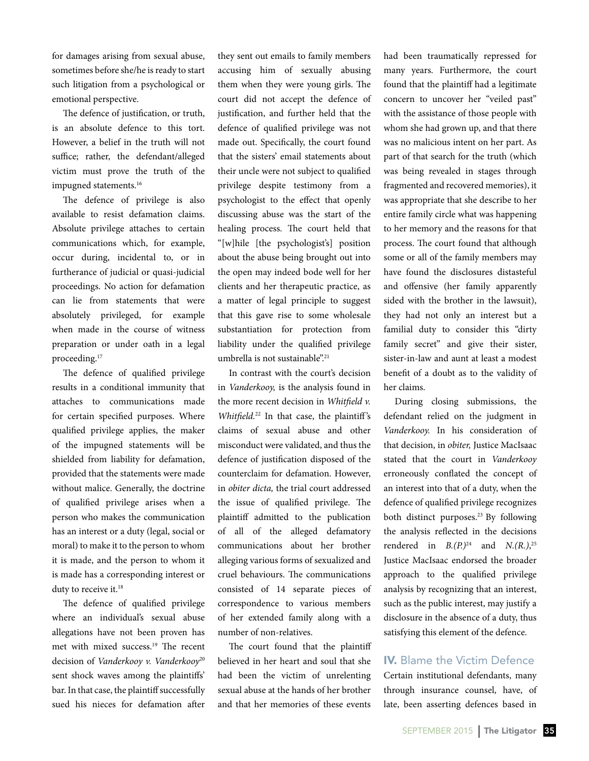for damages arising from sexual abuse, sometimes before she/he is ready to start such litigation from a psychological or emotional perspective.

The defence of justification, or truth, is an absolute defence to this tort. However, a belief in the truth will not suffice; rather, the defendant/alleged victim must prove the truth of the impugned statements.[16]

The defence of privilege is also available to resist defamation claims. Absolute privilege attaches to certain communications which, for example, occur during, incidental to, or in furtherance of judicial or quasi-judicial proceedings. No action for defamation can lie from statements that were absolutely privileged, for example when made in the course of witness preparation or under oath in a legal proceeding.[17]

The defence of qualified privilege results in a conditional immunity that attaches to communications made for certain specified purposes. Where qualified privilege applies, the maker of the impugned statements will be shielded from liability for defamation, provided that the statements were made without malice. Generally, the doctrine of qualified privilege arises when a person who makes the communication has an interest or a duty (legal, social or moral) to make it to the person to whom it is made, and the person to whom it is made has a corresponding interest or duty to receive it.[18]

The defence of qualified privilege where an individual's sexual abuse allegations have not been proven has met with mixed success.[19] The recent decision of *Vanderkooy v. Vanderkooy*[20] sent shock waves among the plaintiffs' bar. In that case, the plaintiff successfully sued his nieces for defamation after they sent out emails to family members accusing him of sexually abusing them when they were young girls. The court did not accept the defence of justification, and further held that the defence of qualified privilege was not made out. Specifically, the court found that the sisters' email statements about their uncle were not subject to qualified privilege despite testimony from a psychologist to the effect that openly discussing abuse was the start of the healing process. The court held that "[w]hile [the psychologist's] position about the abuse being brought out into the open may indeed bode well for her clients and her therapeutic practice, as a matter of legal principle to suggest that this gave rise to some wholesale substantiation for protection from liability under the qualified privilege umbrella is not sustainable".[21]

In contrast with the court's decision in *Vanderkooy,* is the analysis found in the more recent decision in *Whitfield v. Whitfield.*[22] In that case, the plaintiff's claims of sexual abuse and other misconduct were validated, and thus the defence of justification disposed of the counterclaim for defamation. However, in *obiter dicta,* the trial court addressed the issue of qualified privilege. The plaintiff admitted to the publication of all of the alleged defamatory communications about her brother alleging various forms of sexualized and cruel behaviours. The communications consisted of 14 separate pieces of correspondence to various members of her extended family along with a number of non-relatives.

The court found that the plaintiff believed in her heart and soul that she had been the victim of unrelenting sexual abuse at the hands of her brother and that her memories of these events had been traumatically repressed for many years. Furthermore, the court found that the plaintiff had a legitimate concern to uncover her "veiled past" with the assistance of those people with whom she had grown up, and that there was no malicious intent on her part. As part of that search for the truth (which was being revealed in stages through fragmented and recovered memories), it was appropriate that she describe to her entire family circle what was happening to her memory and the reasons for that process. The court found that although some or all of the family members may have found the disclosures distasteful and offensive (her family apparently sided with the brother in the lawsuit), they had not only an interest but a familial duty to consider this "dirty family secret" and give their sister, sister-in-law and aunt at least a modest benefit of a doubt as to the validity of her claims.

During closing submissions, the defendant relied on the judgment in *Vanderkooy.* In his consideration of that decision, in *obiter,* Justice MacIsaac stated that the court in *Vanderkooy* erroneously conflated the concept of an interest into that of a duty, when the defence of qualified privilege recognizes both distinct purposes.[23] By following the analysis reflected in the decisions rendered in *B.(P.)*[24] and *N.(R.)*,[25] Justice MacIsaac endorsed the broader approach to the qualified privilege analysis by recognizing that an interest, such as the public interest, may justify a disclosure in the absence of a duty, thus satisfying this element of the defence.

## IV. Blame the Victim Defence

Certain institutional defendants, many through insurance counsel, have, of late, been asserting defences based in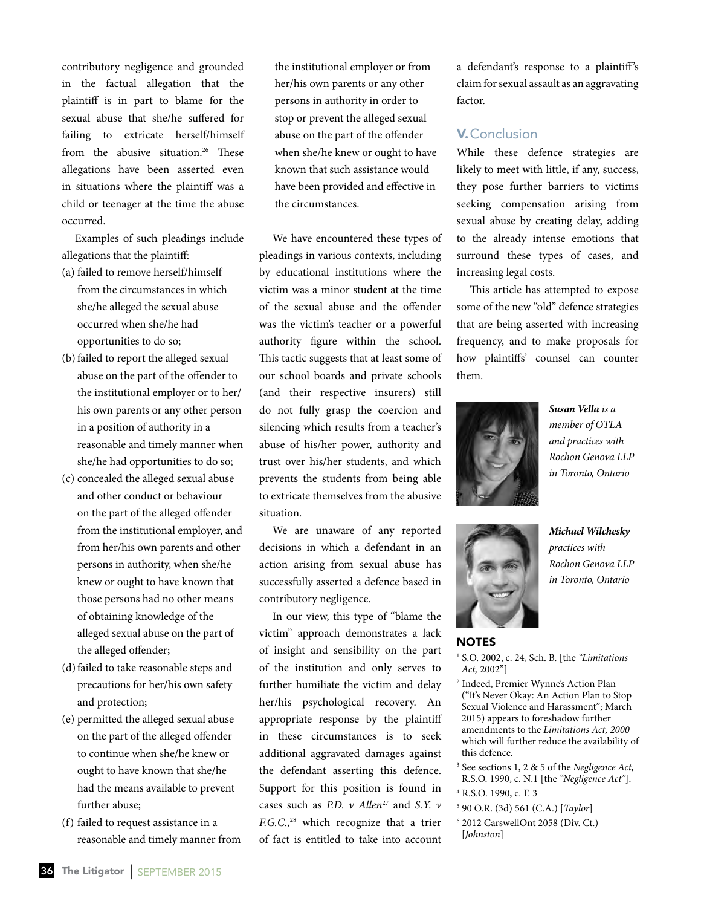contributory negligence and grounded in the factual allegation that the plaintiff is in part to blame for the sexual abuse that she/he suffered for failing to extricate herself/himself from the abusive situation.[26] These allegations have been asserted even in situations where the plaintiff was a child or teenager at the time the abuse occurred.

Examples of such pleadings include allegations that the plaintiff:

(a) failed to remove herself/himself from the circumstances in which she/he alleged the sexual abuse occurred when she/he had opportunities to do so;
(b) failed to report the alleged sexual abuse on the part of the offender to the institutional employer or to her/his own parents or any other person in a position of authority in a reasonable and timely manner when she/he had opportunities to do so;
(c) concealed the alleged sexual abuse and other conduct or behaviour on the part of the alleged offender from the institutional employer, and from her/his own parents and other persons in authority, when she/he knew or ought to have known that those persons had no other means of obtaining knowledge of the alleged sexual abuse on the part of the alleged offender;
(d) failed to take reasonable steps and precautions for her/his own safety and protection;
(e) permitted the alleged sexual abuse on the part of the alleged offender to continue when she/he knew or ought to have known that she/he had the means available to prevent further abuse;
(f) failed to request assistance in a reasonable and timely manner from the institutional employer or from her/his own parents or any other persons in authority in order to stop or prevent the alleged sexual abuse on the part of the offender when she/he knew or ought to have known that such assistance would have been provided and effective in the circumstances.

We have encountered these types of pleadings in various contexts, including by educational institutions where the victim was a minor student at the time of the sexual abuse and the offender was the victim's teacher or a powerful authority figure within the school. This tactic suggests that at least some of our school boards and private schools (and their respective insurers) still do not fully grasp the coercion and silencing which results from a teacher's abuse of his/her power, authority and trust over his/her students, and which prevents the students from being able to extricate themselves from the abusive situation.

We are unaware of any reported decisions in which a defendant in an action arising from sexual abuse has successfully asserted a defence based in contributory negligence.

In our view, this type of "blame the victim" approach demonstrates a lack of insight and sensibility on the part of the institution and only serves to further humiliate the victim and delay her/his psychological recovery. An appropriate response by the plaintiff in these circumstances is to seek additional aggravated damages against the defendant asserting this defence. Support for this position is found in cases such as *P.D. v Allen*[27] and *S.Y. v F.G.C.*,[28] which recognize that a trier of fact is entitled to take into account a defendant's response to a plaintiff's claim for sexual assault as an aggravating factor.

## V. Conclusion

While these defence strategies are likely to meet with little, if any, success, they pose further barriers to victims seeking compensation arising from sexual abuse by creating delay, adding to the already intense emotions that surround these types of cases, and increasing legal costs.

This article has attempted to expose some of the new "old" defence strategies that are being asserted with increasing frequency, and to make proposals for how plaintiffs' counsel can counter them.

***Susan Vella*** *is a member of OTLA and practices with Rochon Genova LLP in Toronto, Ontario*

***Michael Wilchesky*** *practices with Rochon Genova LLP in Toronto, Ontario*

### NOTES

1 S.O. 2002, c. 24, Sch. B. [the *"Limitations Act,* 2002"]

2 Indeed, Premier Wynne's Action Plan ("It's Never Okay: An Action Plan to Stop Sexual Violence and Harassment"; March 2015) appears to foreshadow further amendments to the *Limitations Act, 2000* which will further reduce the availability of this defence.

3 See sections 1, 2 & 5 of the *Negligence Act,* R.S.O. 1990, c. N.1 [the *"Negligence Act"*].

4 R.S.O. 1990, c. F. 3

5 90 O.R. (3d) 561 (C.A.) [*Taylor*]

6 2012 CarswellOnt 2058 (Div. Ct.) [*Johnston*]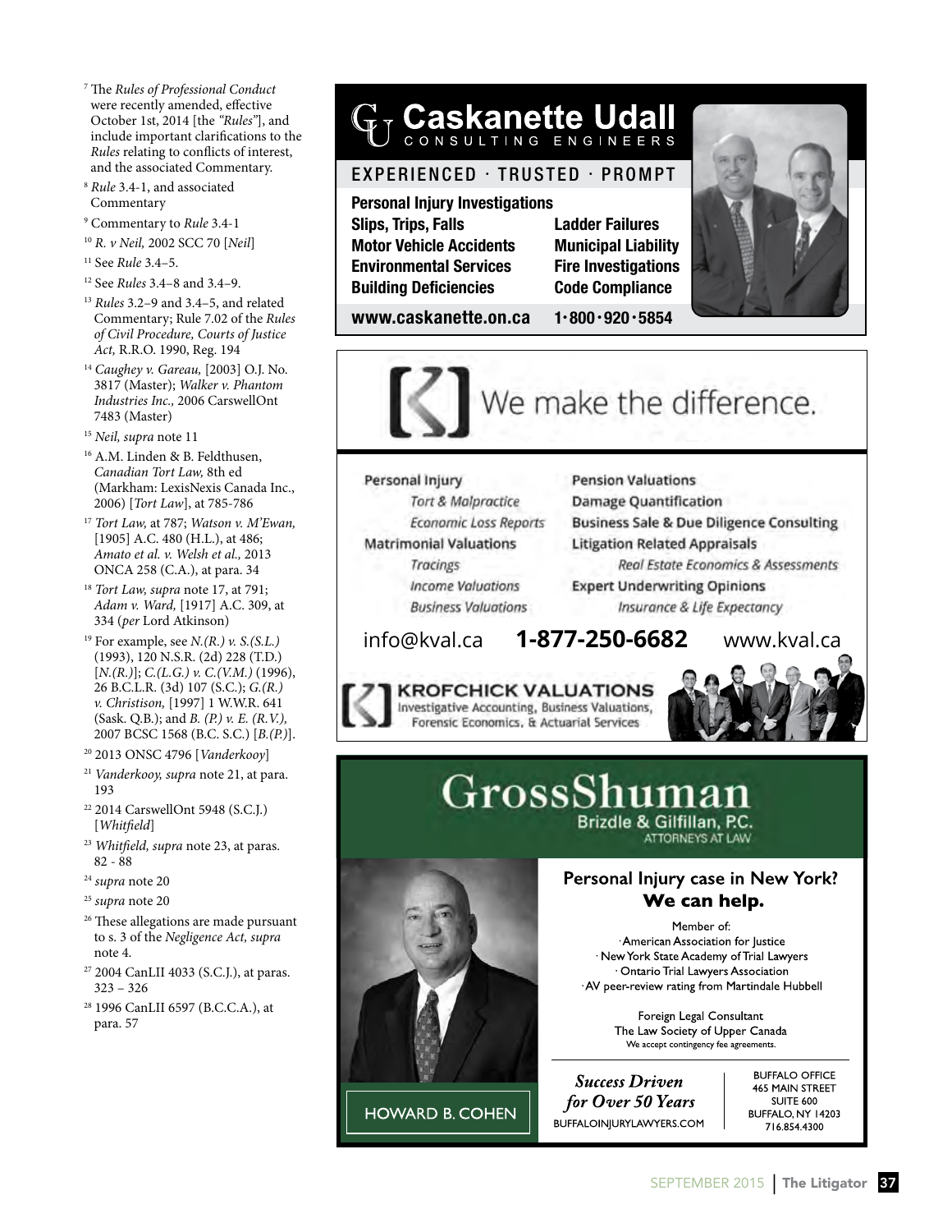[7] The *Rules of Professional Conduct* were recently amended, effective October 1st, 2014 [the *"Rules"*], and include important clarifications to the *Rules* relating to conflicts of interest, and the associated Commentary.

[8] *Rule* 3.4-1, and associated Commentary

[9] Commentary to *Rule* 3.4-1

[10] *R. v Neil,* 2002 SCC 70 [*Neil*]

[11] See *Rule* 3.4–5.

[12] See *Rules* 3.4–8 and 3.4–9.

[13] *Rules* 3.2–9 and 3.4–5, and related Commentary; Rule 7.02 of the *Rules of Civil Procedure, Courts of Justice Act,* R.R.O. 1990, Reg. 194

[14] *Caughey v. Gareau,* [2003] O.J. No. 3817 (Master); *Walker v. Phantom Industries Inc.,* 2006 CarswellOnt 7483 (Master)

[15] *Neil, supra* note 11

[16] A.M. Linden & B. Feldthusen, *Canadian Tort Law,* 8th ed (Markham: LexisNexis Canada Inc., 2006) [*Tort Law*], at 785-786

[17] *Tort Law,* at 787; *Watson v. M'Ewan,* [1905] A.C. 480 (H.L.), at 486; *Amato et al. v. Welsh et al.,* 2013 ONCA 258 (C.A.), at para. 34

[18] *Tort Law, supra* note 17, at 791; *Adam v. Ward,* [1917] A.C. 309, at 334 (*per* Lord Atkinson)

[19] For example, see *N.(R.) v. S.(S.L.)* (1993), 120 N.S.R. (2d) 228 (T.D.) [*N.(R.)*]; *C.(L.G.) v. C.(V.M.)* (1996), 26 B.C.L.R. (3d) 107 (S.C.); *G.(R.) v. Christison,* [1997] 1 W.W.R. 641 (Sask. Q.B.); and *B. (P.) v. E. (R.V.),* 2007 BCSC 1568 (B.C. S.C.) [*B.(P.)*].

[20] 2013 ONSC 4796 [*Vanderkooy*]

[21] *Vanderkooy, supra* note 21, at para. 193

[22] 2014 CarswellOnt 5948 (S.C.J.) [*Whitfield*]

[23] *Whitfield, supra* note 23, at paras. 82 - 88

[24] *supra* note 20

[25] *supra* note 20

[26] These allegations are made pursuant to s. 3 of the *Negligence Act, supra* note 4.

[27] 2004 CanLII 4033 (S.C.J.), at paras. 323 – 326

[28] 1996 CanLII 6597 (B.C.C.A.), at para. 57

**Caskanette Udall**
CONSULTING ENGINEERS

EXPERIENCED · TRUSTED · PROMPT

**Personal Injury Investigations**

| | |
|---|---|
| **Slips, Trips, Falls** | **Ladder Failures** |
| **Motor Vehicle Accidents** | **Municipal Liability** |
| **Environmental Services** | **Fire Investigations** |
| **Building Deficiencies** | **Code Compliance** |

**www.caskanette.on.ca** **1·800·920·5854**

We make the difference.

**Personal Injury**
*Tort & Malpractice*
*Economic Loss Reports*
**Matrimonial Valuations**
*Tracings*
*Income Valuations*
*Business Valuations*

**Pension Valuations**
**Damage Quantification**
**Business Sale & Due Diligence Consulting**
**Litigation Related Appraisals**
*Real Estate Economics & Assessments*
**Expert Underwriting Opinions**
*Insurance & Life Expectancy*

info@kval.ca **1-877-250-6682** www.kval.ca

**KROFCHICK VALUATIONS**
Investigative Accounting, Business Valuations, Forensic Economics, & Actuarial Services

**GrossShuman**
Brizdle & Gilfillan, P.C.
ATTORNEYS AT LAW

**Personal Injury case in New York?**
**We can help.**

Member of:
· American Association for Justice
· New York State Academy of Trial Lawyers
· Ontario Trial Lawyers Association
· AV peer-review rating from Martindale Hubbell

Foreign Legal Consultant
The Law Society of Upper Canada
We accept contingency fee agreements.

HOWARD B. COHEN

*Success Driven for Over 50 Years*
BUFFALOINJURYLAWYERS.COM

BUFFALO OFFICE
465 MAIN STREET
SUITE 600
BUFFALO, NY 14203
716.854.4300